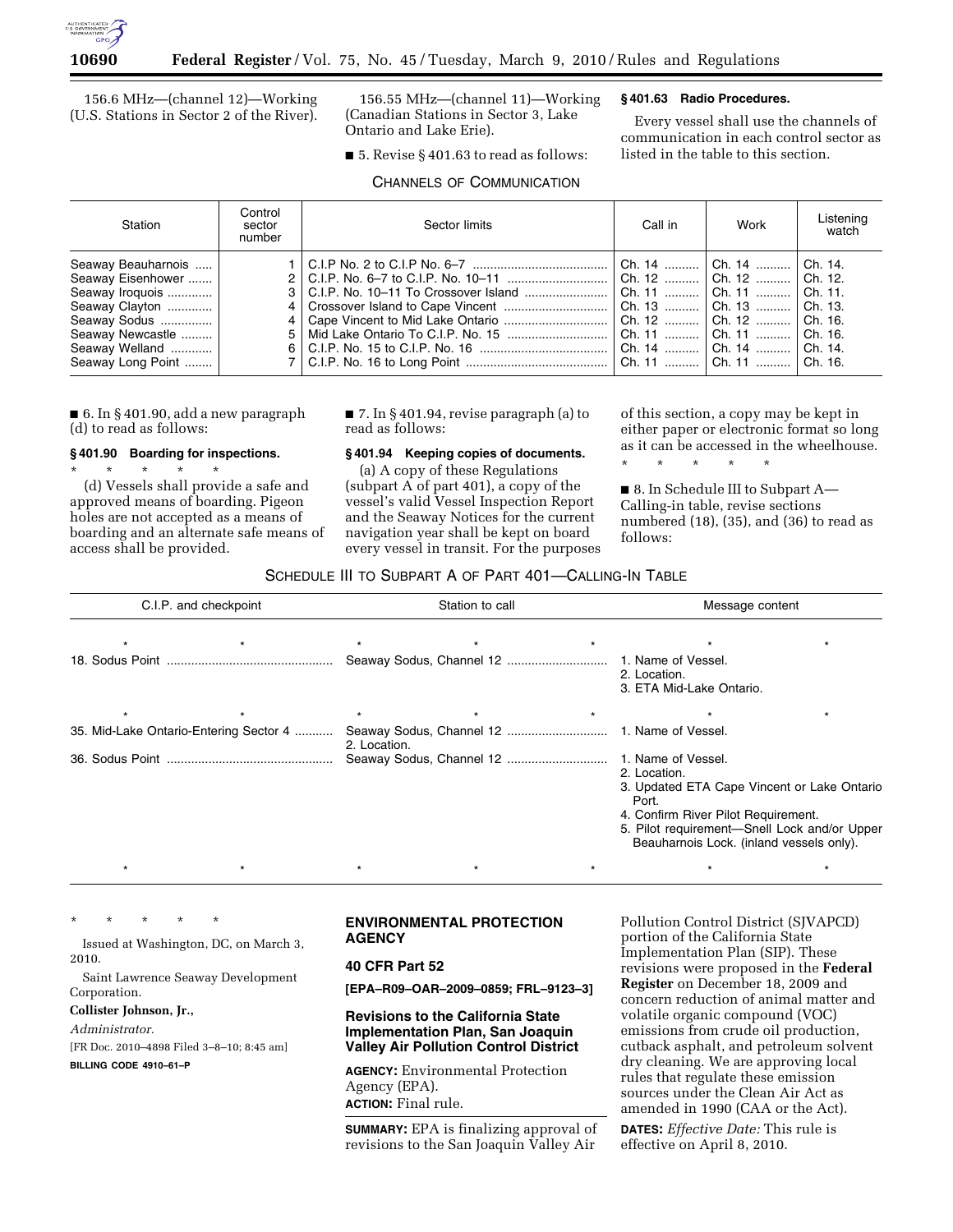156.6 MHz—(channel 12)—Working (U.S. Stations in Sector 2 of the River).

156.55 MHz—(channel 11)—Working (Canadian Stations in Sector 3, Lake Ontario and Lake Erie).

■ 5. Revise § 401.63 to read as follows:

### § 401.63 Radio Procedures.

Every vessel shall use the channels of communication in each control sector as listed in the table to this section.

CHANNELS OF COMMUNICATION

| Station | Control sector number | Sector limits | Call in | Work | Listening watch |
|---|---|---|---|---|---|
| Seaway Beauharnois | 1 | C.I.P No. 2 to C.I.P No. 6–7 | Ch. 14 | Ch. 14 | Ch. 14. |
| Seaway Eisenhower | 2 | C.I.P. No. 6–7 to C.I.P. No. 10–11 | Ch. 12 | Ch. 12 | Ch. 12. |
| Seaway Iroquois | 3 | C.I.P. No. 10–11 To Crossover Island | Ch. 11 | Ch. 11 | Ch. 11. |
| Seaway Clayton | 4 | Crossover Island to Cape Vincent | Ch. 13 | Ch. 13 | Ch. 13. |
| Seaway Sodus | 4 | Cape Vincent to Mid Lake Ontario | Ch. 12 | Ch. 12 | Ch. 16. |
| Seaway Newcastle | 5 | Mid Lake Ontario To C.I.P. No. 15 | Ch. 11 | Ch. 11 | Ch. 16. |
| Seaway Welland | 6 | C.I.P. No. 15 to C.I.P. No. 16 | Ch. 14 | Ch. 14 | Ch. 14. |
| Seaway Long Point | 7 | C.I.P. No. 16 to Long Point | Ch. 11 | Ch. 11 | Ch. 16. |

■ 6. In § 401.90, add a new paragraph (d) to read as follows:

### § 401.90 Boarding for inspections.

\* \* \* \* \*

(d) Vessels shall provide a safe and approved means of boarding. Pigeon holes are not accepted as a means of boarding and an alternate safe means of access shall be provided.

■ 7. In § 401.94, revise paragraph (a) to read as follows:

### § 401.94 Keeping copies of documents.

(a) A copy of these Regulations (subpart A of part 401), a copy of the vessel's valid Vessel Inspection Report and the Seaway Notices for the current navigation year shall be kept on board every vessel in transit. For the purposes of this section, a copy may be kept in either paper or electronic format so long as it can be accessed in the wheelhouse.

\* \* \* \* \*

■ 8. In Schedule III to Subpart A—Calling-in table, revise sections numbered (18), (35), and (36) to read as follows:

SCHEDULE III TO SUBPART A OF PART 401—CALLING-IN TABLE

| C.I.P. and checkpoint | Station to call | Message content |
|---|---|---|
| \* \* | \* \* \* | \* \* |
| 18. Sodus Point | Seaway Sodus, Channel 12 | 1. Name of Vessel.<br>2. Location.<br>3. ETA Mid-Lake Ontario. |
| \* \* | \* \* \* | \* \* |
| 35. Mid-Lake Ontario-Entering Sector 4 | Seaway Sodus, Channel 12<br>2. Location. | 1. Name of Vessel. |
| 36. Sodus Point | Seaway Sodus, Channel 12 | 1. Name of Vessel.<br>2. Location.<br>3. Updated ETA Cape Vincent or Lake Ontario Port.<br>4. Confirm River Pilot Requirement.<br>5. Pilot requirement—Snell Lock and/or Upper Beauharnois Lock. (inland vessels only). |
| \* \* | \* \* \* | \* \* |

\* \* \* \* \*

Issued at Washington, DC, on March 3, 2010.

Saint Lawrence Seaway Development Corporation.

**Collister Johnson, Jr.,**

*Administrator.*

[FR Doc. 2010–4898 Filed 3–8–10; 8:45 am]

**BILLING CODE 4910–61–P**

## ENVIRONMENTAL PROTECTION AGENCY

### 40 CFR Part 52

**[EPA–R09–OAR–2009–0859; FRL–9123–3]**

### Revisions to the California State Implementation Plan, San Joaquin Valley Air Pollution Control District

**AGENCY:** Environmental Protection Agency (EPA).

**ACTION:** Final rule.

**SUMMARY:** EPA is finalizing approval of revisions to the San Joaquin Valley Air Pollution Control District (SJVAPCD) portion of the California State Implementation Plan (SIP). These revisions were proposed in the **Federal Register** on December 18, 2009 and concern reduction of animal matter and volatile organic compound (VOC) emissions from crude oil production, cutback asphalt, and petroleum solvent dry cleaning. We are approving local rules that regulate these emission sources under the Clean Air Act as amended in 1990 (CAA or the Act).

**DATES:** *Effective Date:* This rule is effective on April 8, 2010.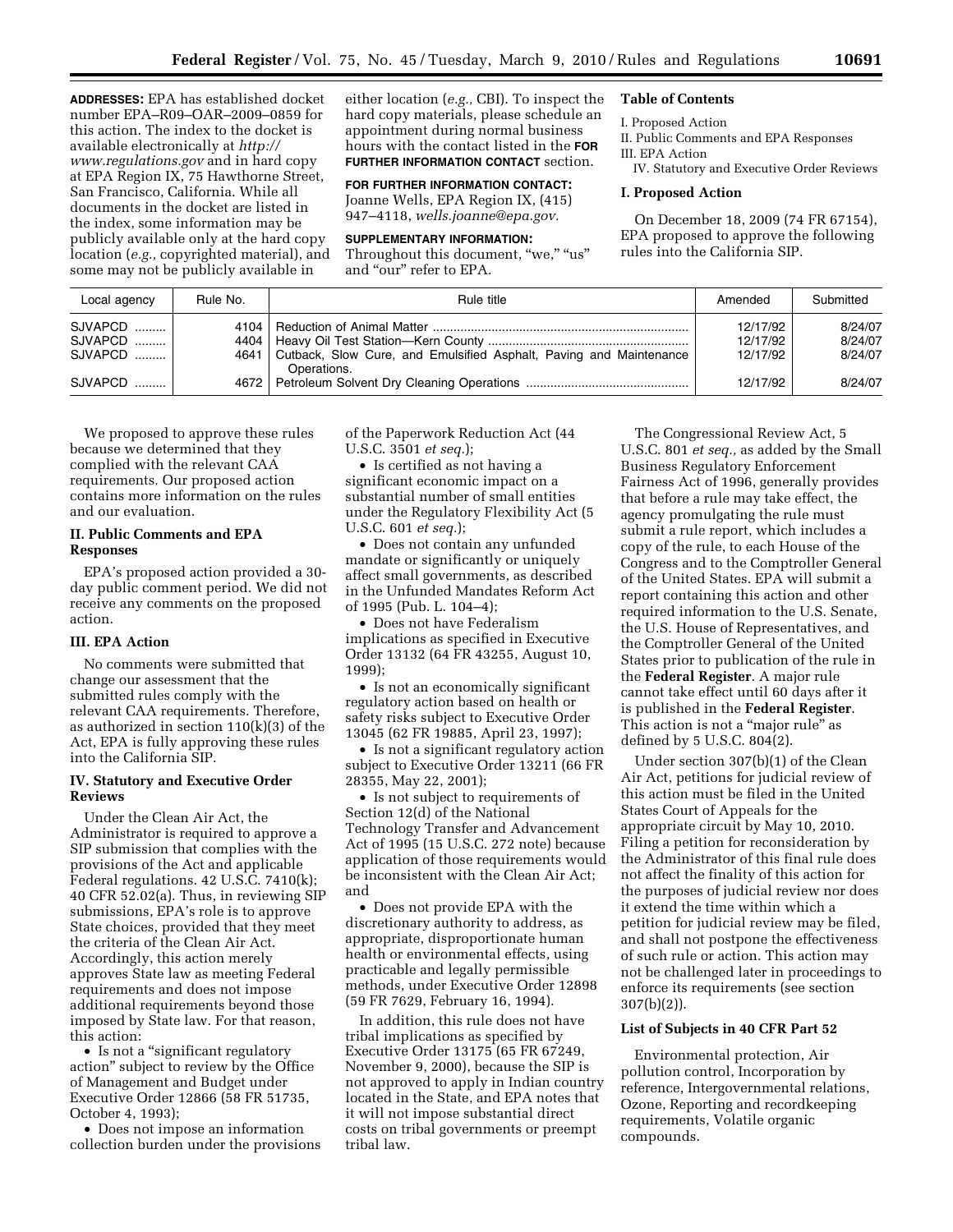**ADDRESSES:** EPA has established docket number EPA–R09–OAR–2009–0859 for this action. The index to the docket is available electronically at *http://www.regulations.gov* and in hard copy at EPA Region IX, 75 Hawthorne Street, San Francisco, California. While all documents in the docket are listed in the index, some information may be publicly available only at the hard copy location (*e.g.,* copyrighted material), and some may not be publicly available in either location (*e.g.,* CBI). To inspect the hard copy materials, please schedule an appointment during normal business hours with the contact listed in the **FOR FURTHER INFORMATION CONTACT** section.

**FOR FURTHER INFORMATION CONTACT:** Joanne Wells, EPA Region IX, (415) 947–4118, *wells.joanne@epa.gov.*

**SUPPLEMENTARY INFORMATION:** Throughout this document, "we," "us" and "our" refer to EPA.

**Table of Contents**

I. Proposed Action
II. Public Comments and EPA Responses
III. EPA Action
IV. Statutory and Executive Order Reviews

## I. Proposed Action

On December 18, 2009 (74 FR 67154), EPA proposed to approve the following rules into the California SIP.

| Local agency | Rule No. | Rule title | Amended | Submitted |
|---|---|---|---|---|
| SJVAPCD | 4104 | Reduction of Animal Matter | 12/17/92 | 8/24/07 |
| SJVAPCD | 4404 | Heavy Oil Test Station—Kern County | 12/17/92 | 8/24/07 |
| SJVAPCD | 4641 | Cutback, Slow Cure, and Emulsified Asphalt, Paving and Maintenance Operations. | 12/17/92 | 8/24/07 |
| SJVAPCD | 4672 | Petroleum Solvent Dry Cleaning Operations | 12/17/92 | 8/24/07 |

We proposed to approve these rules because we determined that they complied with the relevant CAA requirements. Our proposed action contains more information on the rules and our evaluation.

## II. Public Comments and EPA Responses

EPA's proposed action provided a 30-day public comment period. We did not receive any comments on the proposed action.

## III. EPA Action

No comments were submitted that change our assessment that the submitted rules comply with the relevant CAA requirements. Therefore, as authorized in section 110(k)(3) of the Act, EPA is fully approving these rules into the California SIP.

## IV. Statutory and Executive Order Reviews

Under the Clean Air Act, the Administrator is required to approve a SIP submission that complies with the provisions of the Act and applicable Federal regulations. 42 U.S.C. 7410(k); 40 CFR 52.02(a). Thus, in reviewing SIP submissions, EPA's role is to approve State choices, provided that they meet the criteria of the Clean Air Act. Accordingly, this action merely approves State law as meeting Federal requirements and does not impose additional requirements beyond those imposed by State law. For that reason, this action:

- Is not a "significant regulatory action" subject to review by the Office of Management and Budget under Executive Order 12866 (58 FR 51735, October 4, 1993);
- Does not impose an information collection burden under the provisions of the Paperwork Reduction Act (44 U.S.C. 3501 *et seq.*);
- Is certified as not having a significant economic impact on a substantial number of small entities under the Regulatory Flexibility Act (5 U.S.C. 601 *et seq.*);
- Does not contain any unfunded mandate or significantly or uniquely affect small governments, as described in the Unfunded Mandates Reform Act of 1995 (Pub. L. 104–4);
- Does not have Federalism implications as specified in Executive Order 13132 (64 FR 43255, August 10, 1999);
- Is not an economically significant regulatory action based on health or safety risks subject to Executive Order 13045 (62 FR 19885, April 23, 1997);
- Is not a significant regulatory action subject to Executive Order 13211 (66 FR 28355, May 22, 2001);
- Is not subject to requirements of Section 12(d) of the National Technology Transfer and Advancement Act of 1995 (15 U.S.C. 272 note) because application of those requirements would be inconsistent with the Clean Air Act; and
- Does not provide EPA with the discretionary authority to address, as appropriate, disproportionate human health or environmental effects, using practicable and legally permissible methods, under Executive Order 12898 (59 FR 7629, February 16, 1994).

In addition, this rule does not have tribal implications as specified by Executive Order 13175 (65 FR 67249, November 9, 2000), because the SIP is not approved to apply in Indian country located in the State, and EPA notes that it will not impose substantial direct costs on tribal governments or preempt tribal law.

The Congressional Review Act, 5 U.S.C. 801 *et seq.,* as added by the Small Business Regulatory Enforcement Fairness Act of 1996, generally provides that before a rule may take effect, the agency promulgating the rule must submit a rule report, which includes a copy of the rule, to each House of the Congress and to the Comptroller General of the United States. EPA will submit a report containing this action and other required information to the U.S. Senate, the U.S. House of Representatives, and the Comptroller General of the United States prior to publication of the rule in the **Federal Register**. A major rule cannot take effect until 60 days after it is published in the **Federal Register**. This action is not a "major rule" as defined by 5 U.S.C. 804(2).

Under section 307(b)(1) of the Clean Air Act, petitions for judicial review of this action must be filed in the United States Court of Appeals for the appropriate circuit by May 10, 2010. Filing a petition for reconsideration by the Administrator of this final rule does not affect the finality of this action for the purposes of judicial review nor does it extend the time within which a petition for judicial review may be filed, and shall not postpone the effectiveness of such rule or action. This action may not be challenged later in proceedings to enforce its requirements (see section 307(b)(2)).

### List of Subjects in 40 CFR Part 52

Environmental protection, Air pollution control, Incorporation by reference, Intergovernmental relations, Ozone, Reporting and recordkeeping requirements, Volatile organic compounds.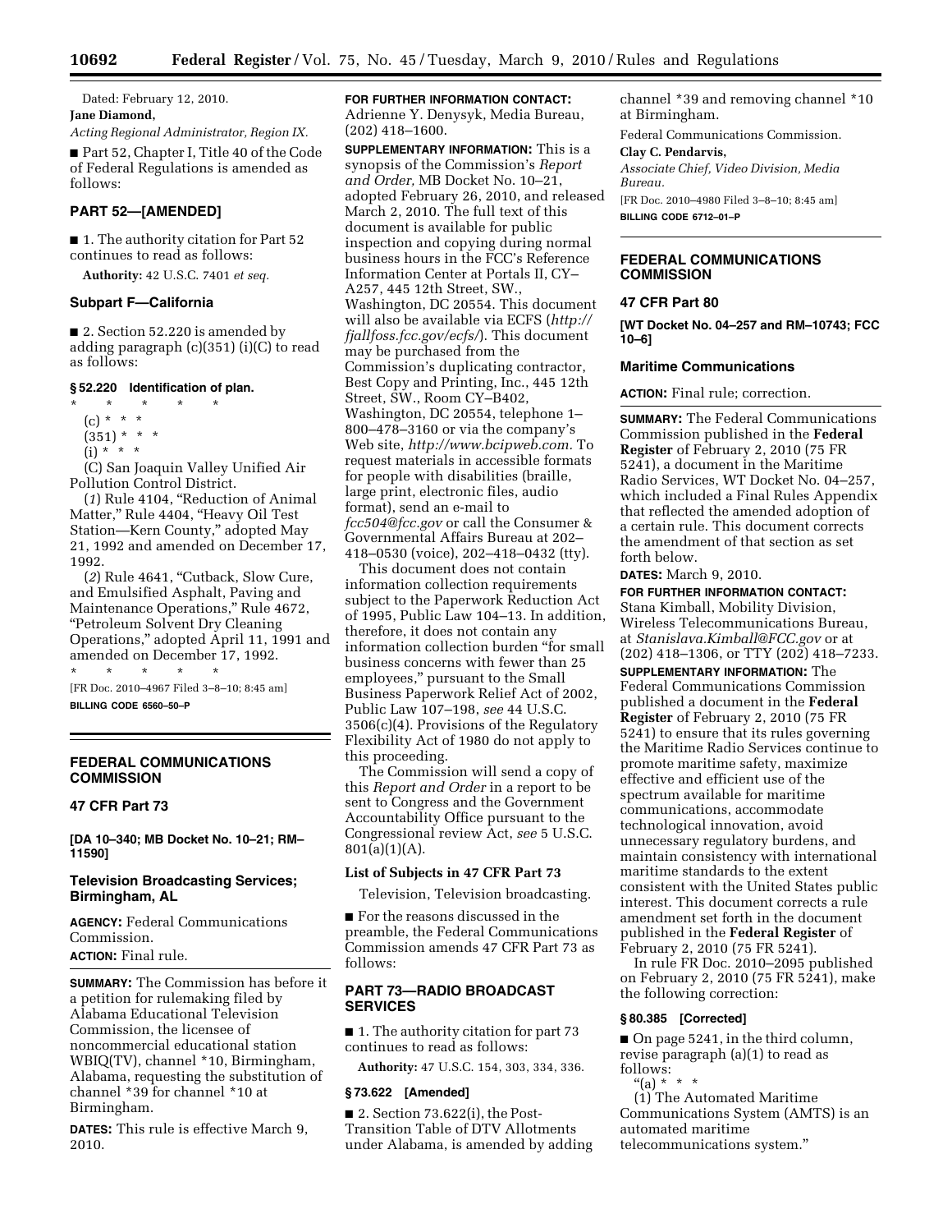Dated: February 12, 2010.

**Jane Diamond,**

*Acting Regional Administrator, Region IX.*

■ Part 52, Chapter I, Title 40 of the Code of Federal Regulations is amended as follows:

## PART 52—[AMENDED]

■ 1. The authority citation for Part 52 continues to read as follows:

**Authority:** 42 U.S.C. 7401 *et seq.*

### Subpart F—California

■ 2. Section 52.220 is amended by adding paragraph (c)(351) (i)(C) to read as follows:

#### § 52.220 Identification of plan.

\* \* \* \* \*

(c) \* \* \*

(351) \* \* \*

(i) \* \* \*

(C) San Joaquin Valley Unified Air Pollution Control District.

(*1*) Rule 4104, "Reduction of Animal Matter," Rule 4404, "Heavy Oil Test Station—Kern County," adopted May 21, 1992 and amended on December 17, 1992.

(*2*) Rule 4641, "Cutback, Slow Cure, and Emulsified Asphalt, Paving and Maintenance Operations," Rule 4672, "Petroleum Solvent Dry Cleaning Operations," adopted April 11, 1991 and amended on December 17, 1992.

\* \* \* \* \*

[FR Doc. 2010–4967 Filed 3–8–10; 8:45 am]

**BILLING CODE 6560–50–P**

## FEDERAL COMMUNICATIONS COMMISSION

## 47 CFR Part 73

**[DA 10–340; MB Docket No. 10–21; RM–11590]**

## Television Broadcasting Services; Birmingham, AL

**AGENCY:** Federal Communications Commission.

**ACTION:** Final rule.

**SUMMARY:** The Commission has before it a petition for rulemaking filed by Alabama Educational Television Commission, the licensee of noncommercial educational station WBIQ(TV), channel \*10, Birmingham, Alabama, requesting the substitution of channel \*39 for channel \*10 at Birmingham.

**DATES:** This rule is effective March 9, 2010.

**FOR FURTHER INFORMATION CONTACT:** Adrienne Y. Denysyk, Media Bureau, (202) 418–1600.

**SUPPLEMENTARY INFORMATION:** This is a synopsis of the Commission's *Report and Order,* MB Docket No. 10–21, adopted February 26, 2010, and released March 2, 2010. The full text of this document is available for public inspection and copying during normal business hours in the FCC's Reference Information Center at Portals II, CY–A257, 445 12th Street, SW., Washington, DC 20554. This document will also be available via ECFS (*http://fjallfoss.fcc.gov/ecfs/*). This document may be purchased from the Commission's duplicating contractor, Best Copy and Printing, Inc., 445 12th Street, SW., Room CY–B402, Washington, DC 20554, telephone 1–800–478–3160 or via the company's Web site, *http://www.bcipweb.com.* To request materials in accessible formats for people with disabilities (braille, large print, electronic files, audio format), send an e-mail to *fcc504@fcc.gov* or call the Consumer & Governmental Affairs Bureau at 202–418–0530 (voice), 202–418–0432 (tty).

This document does not contain information collection requirements subject to the Paperwork Reduction Act of 1995, Public Law 104–13. In addition, therefore, it does not contain any information collection burden "for small business concerns with fewer than 25 employees," pursuant to the Small Business Paperwork Relief Act of 2002, Public Law 107–198, *see* 44 U.S.C. 3506(c)(4). Provisions of the Regulatory Flexibility Act of 1980 do not apply to this proceeding.

The Commission will send a copy of this *Report and Order* in a report to be sent to Congress and the Government Accountability Office pursuant to the Congressional review Act, *see* 5 U.S.C. 801(a)(1)(A).

### List of Subjects in 47 CFR Part 73

Television, Television broadcasting.

■ For the reasons discussed in the preamble, the Federal Communications Commission amends 47 CFR Part 73 as follows:

## PART 73—RADIO BROADCAST SERVICES

■ 1. The authority citation for part 73 continues to read as follows:

**Authority:** 47 U.S.C. 154, 303, 334, 336.

#### § 73.622 [Amended]

■ 2. Section 73.622(i), the Post-Transition Table of DTV Allotments under Alabama, is amended by adding channel \*39 and removing channel \*10 at Birmingham.

Federal Communications Commission.

**Clay C. Pendarvis,**

*Associate Chief, Video Division, Media Bureau.*

[FR Doc. 2010–4980 Filed 3–8–10; 8:45 am]

**BILLING CODE 6712–01–P**

## FEDERAL COMMUNICATIONS COMMISSION

## 47 CFR Part 80

**[WT Docket No. 04–257 and RM–10743; FCC 10–6]**

## Maritime Communications

**ACTION:** Final rule; correction.

**SUMMARY:** The Federal Communications Commission published in the **Federal Register** of February 2, 2010 (75 FR 5241), a document in the Maritime Radio Services, WT Docket No. 04–257, which included a Final Rules Appendix that reflected the amended adoption of a certain rule. This document corrects the amendment of that section as set forth below.

**DATES:** March 9, 2010.

**FOR FURTHER INFORMATION CONTACT:** Stana Kimball, Mobility Division, Wireless Telecommunications Bureau, at *Stanislava.Kimball@FCC.gov* or at (202) 418–1306, or TTY (202) 418–7233.

**SUPPLEMENTARY INFORMATION:** The Federal Communications Commission published a document in the **Federal Register** of February 2, 2010 (75 FR 5241) to ensure that its rules governing the Maritime Radio Services continue to promote maritime safety, maximize effective and efficient use of the spectrum available for maritime communications, accommodate technological innovation, avoid unnecessary regulatory burdens, and maintain consistency with international maritime standards to the extent consistent with the United States public interest. This document corrects a rule amendment set forth in the document published in the **Federal Register** of February 2, 2010 (75 FR 5241).

In rule FR Doc. 2010–2095 published on February 2, 2010 (75 FR 5241), make the following correction:

#### § 80.385 [Corrected]

■ On page 5241, in the third column, revise paragraph (a)(1) to read as follows:

"(a) \* \* \*

(1) The Automated Maritime Communications System (AMTS) is an automated maritime telecommunications system."